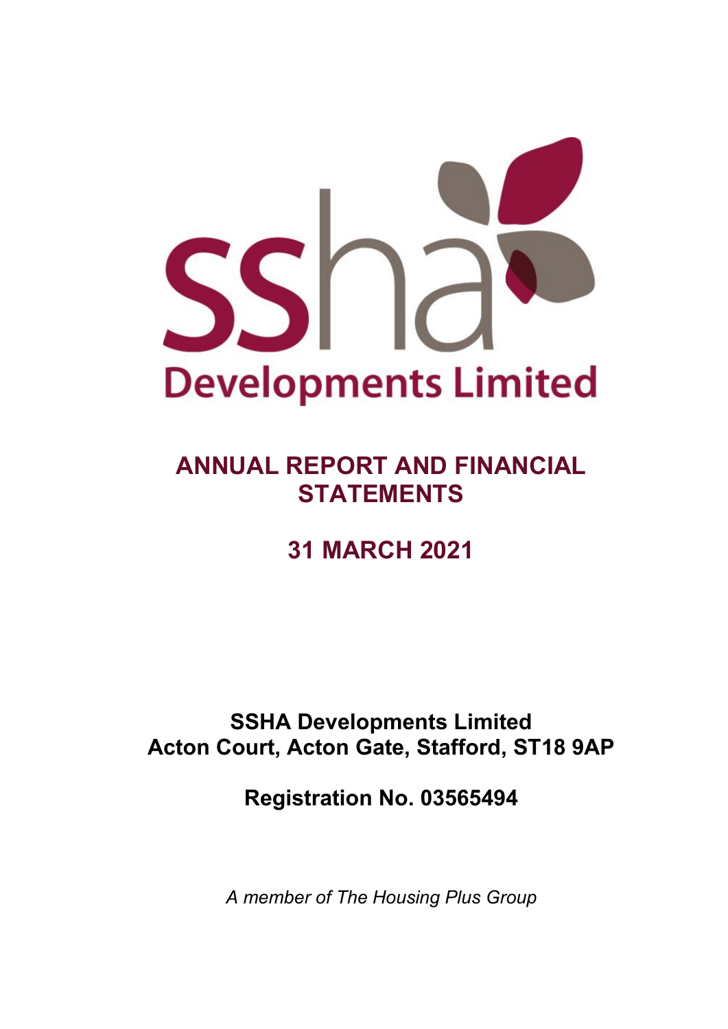# ANNUAL REPORT AND FINANCIAL STATEMENTS

## 31 MARCH 2021

**SSHA Developments Limited**
**Acton Court, Acton Gate, Stafford, ST18 9AP**

**Registration No. 03565494**

*A member of The Housing Plus Group*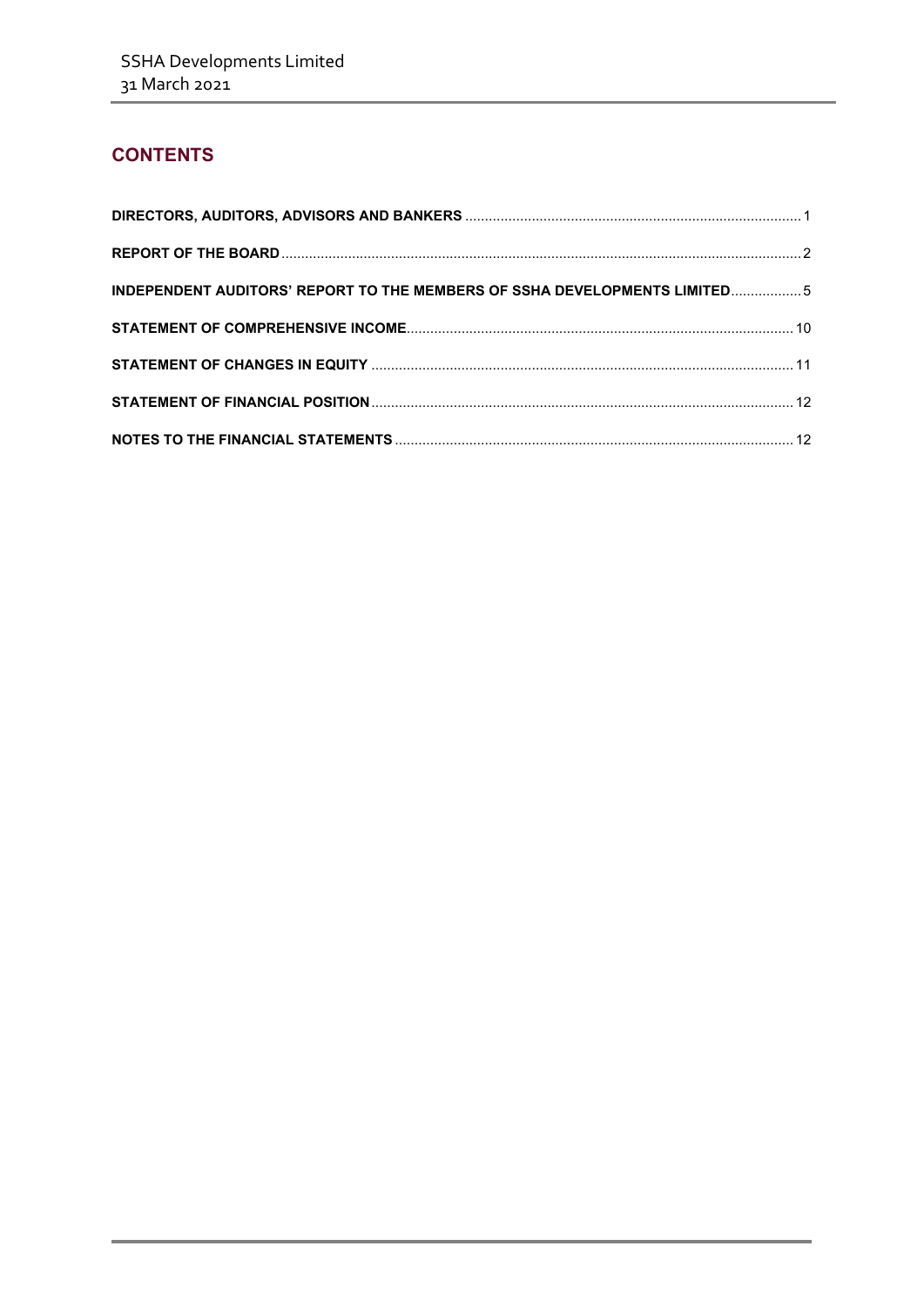## CONTENTS

| | |
|---|---|
| **DIRECTORS, AUDITORS, ADVISORS AND BANKERS** | 1 |
| **REPORT OF THE BOARD** | 2 |
| **INDEPENDENT AUDITORS' REPORT TO THE MEMBERS OF SSHA DEVELOPMENTS LIMITED** | 5 |
| **STATEMENT OF COMPREHENSIVE INCOME** | 10 |
| **STATEMENT OF CHANGES IN EQUITY** | 11 |
| **STATEMENT OF FINANCIAL POSITION** | 12 |
| **NOTES TO THE FINANCIAL STATEMENTS** | 12 |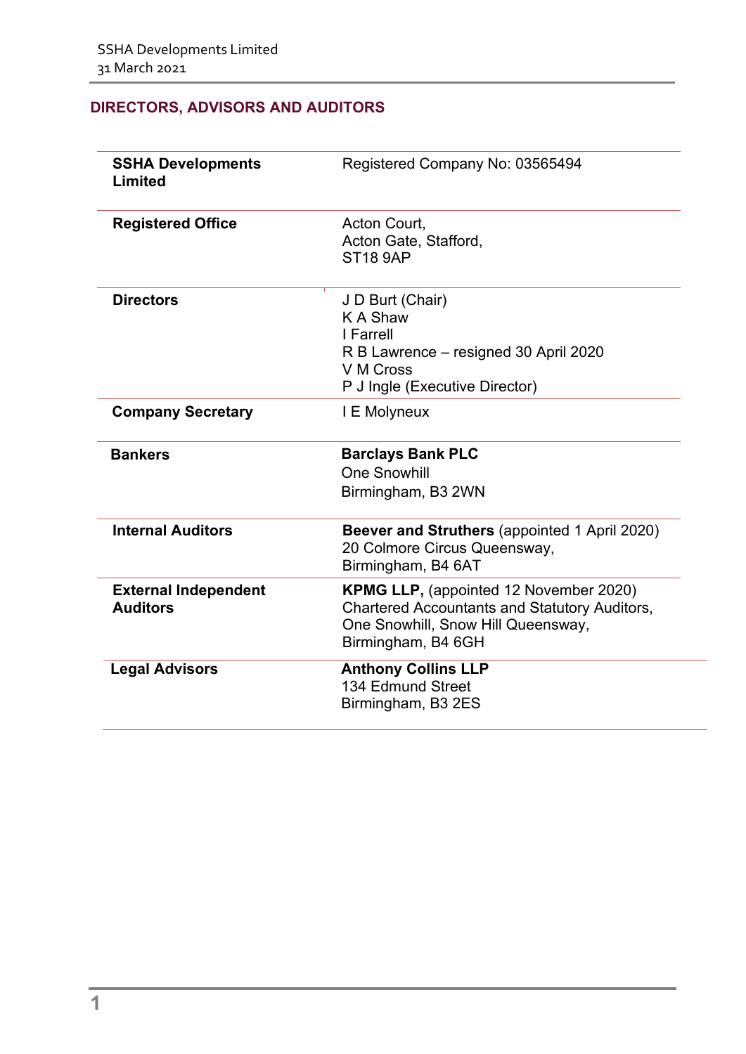## DIRECTORS, ADVISORS AND AUDITORS

| | |
|---|---|
| **SSHA Developments Limited** | Registered Company No: 03565494 |
| **Registered Office** | Acton Court,<br>Acton Gate, Stafford,<br>ST18 9AP |
| **Directors** | J D Burt (Chair)<br>K A Shaw<br>I Farrell<br>R B Lawrence – resigned 30 April 2020<br>V M Cross<br>P J Ingle (Executive Director) |
| **Company Secretary** | I E Molyneux |
| **Bankers** | **Barclays Bank PLC**<br>One Snowhill<br>Birmingham, B3 2WN |
| **Internal Auditors** | **Beever and Struthers** (appointed 1 April 2020)<br>20 Colmore Circus Queensway,<br>Birmingham, B4 6AT |
| **External Independent Auditors** | **KPMG LLP,** (appointed 12 November 2020)<br>Chartered Accountants and Statutory Auditors,<br>One Snowhill, Snow Hill Queensway,<br>Birmingham, B4 6GH |
| **Legal Advisors** | **Anthony Collins LLP**<br>134 Edmund Street<br>Birmingham, B3 2ES |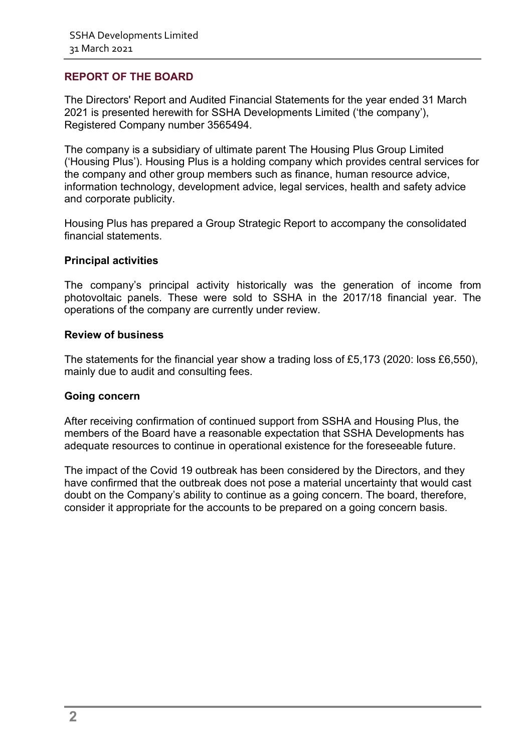## REPORT OF THE BOARD

The Directors' Report and Audited Financial Statements for the year ended 31 March 2021 is presented herewith for SSHA Developments Limited ('the company'), Registered Company number 3565494.

The company is a subsidiary of ultimate parent The Housing Plus Group Limited ('Housing Plus'). Housing Plus is a holding company which provides central services for the company and other group members such as finance, human resource advice, information technology, development advice, legal services, health and safety advice and corporate publicity.

Housing Plus has prepared a Group Strategic Report to accompany the consolidated financial statements.

### Principal activities

The company's principal activity historically was the generation of income from photovoltaic panels. These were sold to SSHA in the 2017/18 financial year. The operations of the company are currently under review.

### Review of business

The statements for the financial year show a trading loss of £5,173 (2020: loss £6,550), mainly due to audit and consulting fees.

### Going concern

After receiving confirmation of continued support from SSHA and Housing Plus, the members of the Board have a reasonable expectation that SSHA Developments has adequate resources to continue in operational existence for the foreseeable future.

The impact of the Covid 19 outbreak has been considered by the Directors, and they have confirmed that the outbreak does not pose a material uncertainty that would cast doubt on the Company's ability to continue as a going concern. The board, therefore, consider it appropriate for the accounts to be prepared on a going concern basis.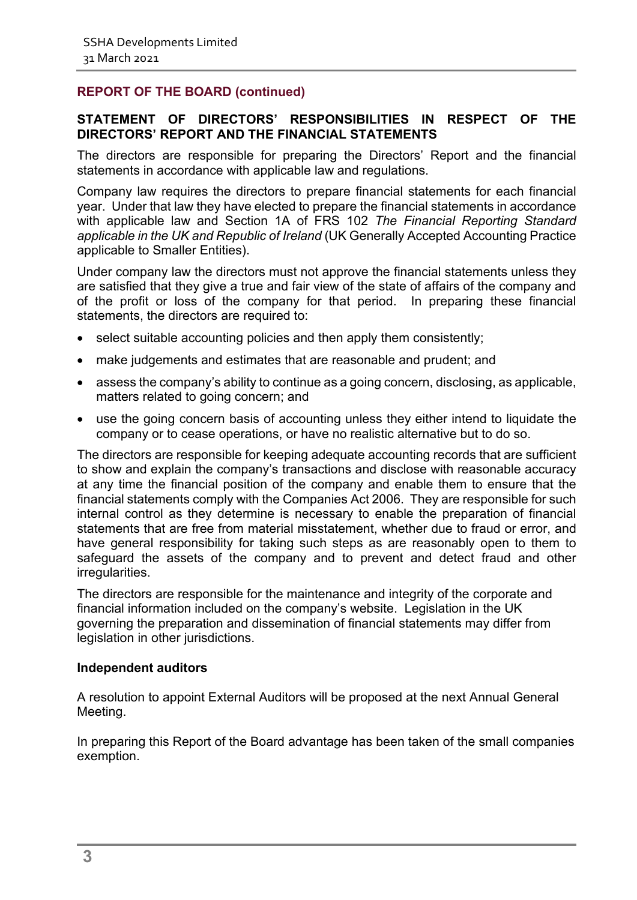## REPORT OF THE BOARD (continued)

### STATEMENT OF DIRECTORS' RESPONSIBILITIES IN RESPECT OF THE DIRECTORS' REPORT AND THE FINANCIAL STATEMENTS

The directors are responsible for preparing the Directors' Report and the financial statements in accordance with applicable law and regulations.

Company law requires the directors to prepare financial statements for each financial year. Under that law they have elected to prepare the financial statements in accordance with applicable law and Section 1A of FRS 102 *The Financial Reporting Standard applicable in the UK and Republic of Ireland* (UK Generally Accepted Accounting Practice applicable to Smaller Entities).

Under company law the directors must not approve the financial statements unless they are satisfied that they give a true and fair view of the state of affairs of the company and of the profit or loss of the company for that period. In preparing these financial statements, the directors are required to:

- select suitable accounting policies and then apply them consistently;
- make judgements and estimates that are reasonable and prudent; and
- assess the company's ability to continue as a going concern, disclosing, as applicable, matters related to going concern; and
- use the going concern basis of accounting unless they either intend to liquidate the company or to cease operations, or have no realistic alternative but to do so.

The directors are responsible for keeping adequate accounting records that are sufficient to show and explain the company's transactions and disclose with reasonable accuracy at any time the financial position of the company and enable them to ensure that the financial statements comply with the Companies Act 2006. They are responsible for such internal control as they determine is necessary to enable the preparation of financial statements that are free from material misstatement, whether due to fraud or error, and have general responsibility for taking such steps as are reasonably open to them to safeguard the assets of the company and to prevent and detect fraud and other irregularities.

The directors are responsible for the maintenance and integrity of the corporate and financial information included on the company's website. Legislation in the UK governing the preparation and dissemination of financial statements may differ from legislation in other jurisdictions.

**Independent auditors**

A resolution to appoint External Auditors will be proposed at the next Annual General Meeting.

In preparing this Report of the Board advantage has been taken of the small companies exemption.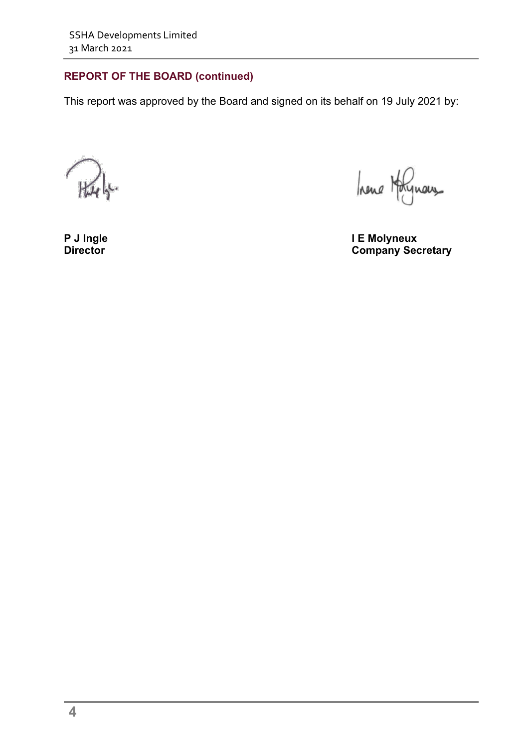## REPORT OF THE BOARD (continued)

This report was approved by the Board and signed on its behalf on 19 July 2021 by:

**P J Ingle**
**Director**

**I E Molyneux**
**Company Secretary**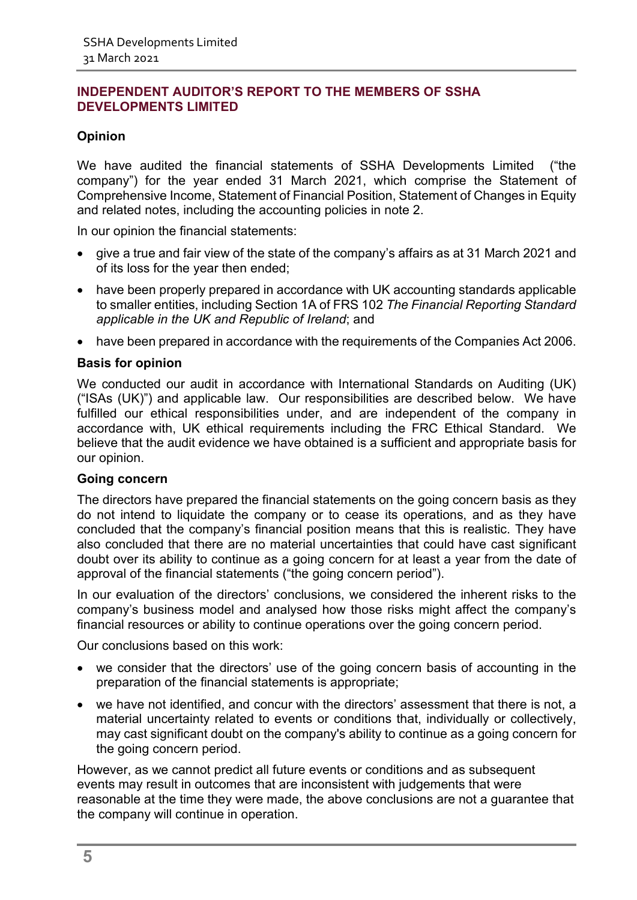## INDEPENDENT AUDITOR'S REPORT TO THE MEMBERS OF SSHA DEVELOPMENTS LIMITED

### Opinion

We have audited the financial statements of SSHA Developments Limited ("the company") for the year ended 31 March 2021, which comprise the Statement of Comprehensive Income, Statement of Financial Position, Statement of Changes in Equity and related notes, including the accounting policies in note 2.

In our opinion the financial statements:

- give a true and fair view of the state of the company's affairs as at 31 March 2021 and of its loss for the year then ended;
- have been properly prepared in accordance with UK accounting standards applicable to smaller entities, including Section 1A of FRS 102 *The Financial Reporting Standard applicable in the UK and Republic of Ireland*; and
- have been prepared in accordance with the requirements of the Companies Act 2006.

### Basis for opinion

We conducted our audit in accordance with International Standards on Auditing (UK) ("ISAs (UK)") and applicable law. Our responsibilities are described below. We have fulfilled our ethical responsibilities under, and are independent of the company in accordance with, UK ethical requirements including the FRC Ethical Standard. We believe that the audit evidence we have obtained is a sufficient and appropriate basis for our opinion.

### Going concern

The directors have prepared the financial statements on the going concern basis as they do not intend to liquidate the company or to cease its operations, and as they have concluded that the company's financial position means that this is realistic. They have also concluded that there are no material uncertainties that could have cast significant doubt over its ability to continue as a going concern for at least a year from the date of approval of the financial statements ("the going concern period").

In our evaluation of the directors' conclusions, we considered the inherent risks to the company's business model and analysed how those risks might affect the company's financial resources or ability to continue operations over the going concern period.

Our conclusions based on this work:

- we consider that the directors' use of the going concern basis of accounting in the preparation of the financial statements is appropriate;
- we have not identified, and concur with the directors' assessment that there is not, a material uncertainty related to events or conditions that, individually or collectively, may cast significant doubt on the company's ability to continue as a going concern for the going concern period.

However, as we cannot predict all future events or conditions and as subsequent events may result in outcomes that are inconsistent with judgements that were reasonable at the time they were made, the above conclusions are not a guarantee that the company will continue in operation.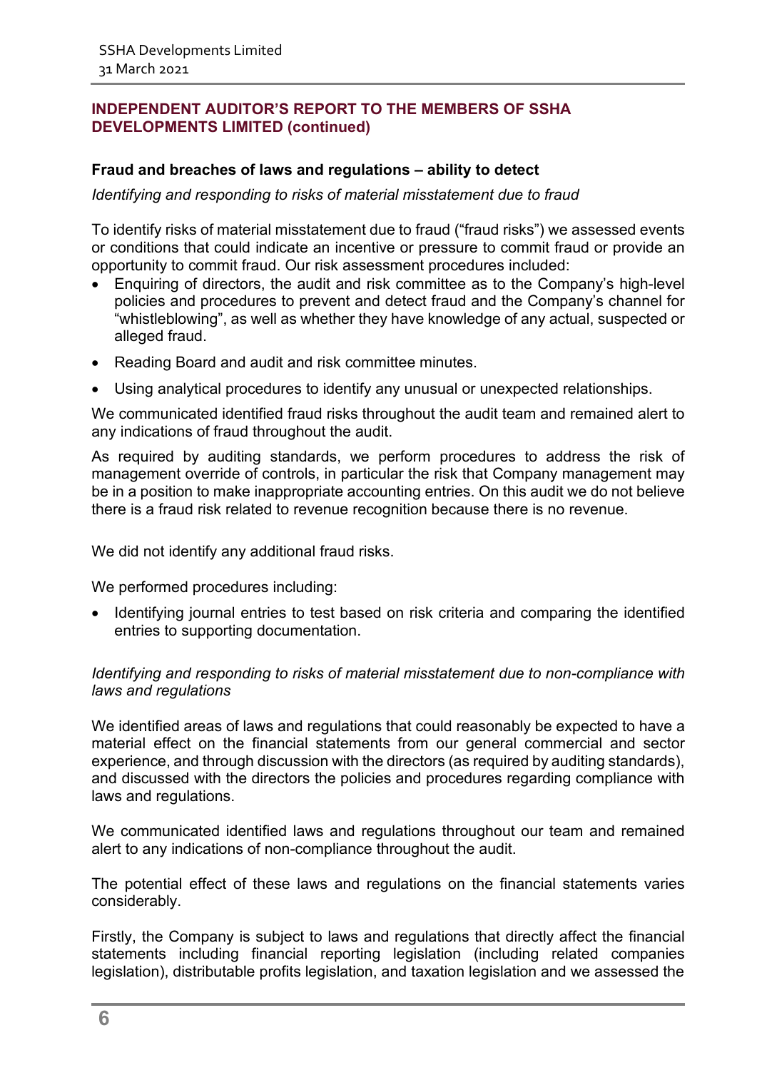## INDEPENDENT AUDITOR'S REPORT TO THE MEMBERS OF SSHA DEVELOPMENTS LIMITED (continued)

### Fraud and breaches of laws and regulations – ability to detect

*Identifying and responding to risks of material misstatement due to fraud*

To identify risks of material misstatement due to fraud ("fraud risks") we assessed events or conditions that could indicate an incentive or pressure to commit fraud or provide an opportunity to commit fraud. Our risk assessment procedures included:

- Enquiring of directors, the audit and risk committee as to the Company's high-level policies and procedures to prevent and detect fraud and the Company's channel for "whistleblowing", as well as whether they have knowledge of any actual, suspected or alleged fraud.
- Reading Board and audit and risk committee minutes.
- Using analytical procedures to identify any unusual or unexpected relationships.

We communicated identified fraud risks throughout the audit team and remained alert to any indications of fraud throughout the audit.

As required by auditing standards, we perform procedures to address the risk of management override of controls, in particular the risk that Company management may be in a position to make inappropriate accounting entries. On this audit we do not believe there is a fraud risk related to revenue recognition because there is no revenue.

We did not identify any additional fraud risks.

We performed procedures including:

- Identifying journal entries to test based on risk criteria and comparing the identified entries to supporting documentation.

*Identifying and responding to risks of material misstatement due to non-compliance with laws and regulations*

We identified areas of laws and regulations that could reasonably be expected to have a material effect on the financial statements from our general commercial and sector experience, and through discussion with the directors (as required by auditing standards), and discussed with the directors the policies and procedures regarding compliance with laws and regulations.

We communicated identified laws and regulations throughout our team and remained alert to any indications of non-compliance throughout the audit.

The potential effect of these laws and regulations on the financial statements varies considerably.

Firstly, the Company is subject to laws and regulations that directly affect the financial statements including financial reporting legislation (including related companies legislation), distributable profits legislation, and taxation legislation and we assessed the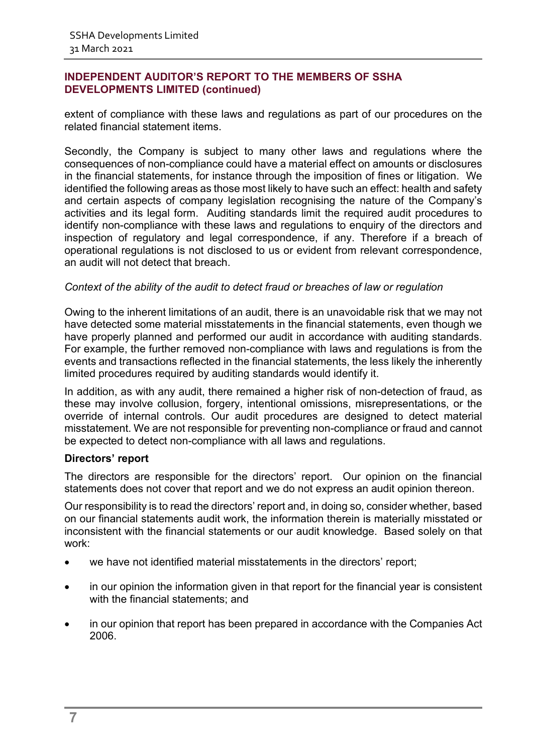## INDEPENDENT AUDITOR'S REPORT TO THE MEMBERS OF SSHA DEVELOPMENTS LIMITED (continued)

extent of compliance with these laws and regulations as part of our procedures on the related financial statement items.

Secondly, the Company is subject to many other laws and regulations where the consequences of non-compliance could have a material effect on amounts or disclosures in the financial statements, for instance through the imposition of fines or litigation. We identified the following areas as those most likely to have such an effect: health and safety and certain aspects of company legislation recognising the nature of the Company's activities and its legal form. Auditing standards limit the required audit procedures to identify non-compliance with these laws and regulations to enquiry of the directors and inspection of regulatory and legal correspondence, if any. Therefore if a breach of operational regulations is not disclosed to us or evident from relevant correspondence, an audit will not detect that breach.

*Context of the ability of the audit to detect fraud or breaches of law or regulation*

Owing to the inherent limitations of an audit, there is an unavoidable risk that we may not have detected some material misstatements in the financial statements, even though we have properly planned and performed our audit in accordance with auditing standards. For example, the further removed non-compliance with laws and regulations is from the events and transactions reflected in the financial statements, the less likely the inherently limited procedures required by auditing standards would identify it.

In addition, as with any audit, there remained a higher risk of non-detection of fraud, as these may involve collusion, forgery, intentional omissions, misrepresentations, or the override of internal controls. Our audit procedures are designed to detect material misstatement. We are not responsible for preventing non-compliance or fraud and cannot be expected to detect non-compliance with all laws and regulations.

**Directors' report**

The directors are responsible for the directors' report. Our opinion on the financial statements does not cover that report and we do not express an audit opinion thereon.

Our responsibility is to read the directors' report and, in doing so, consider whether, based on our financial statements audit work, the information therein is materially misstated or inconsistent with the financial statements or our audit knowledge. Based solely on that work:

- we have not identified material misstatements in the directors' report;
- in our opinion the information given in that report for the financial year is consistent with the financial statements; and
- in our opinion that report has been prepared in accordance with the Companies Act 2006.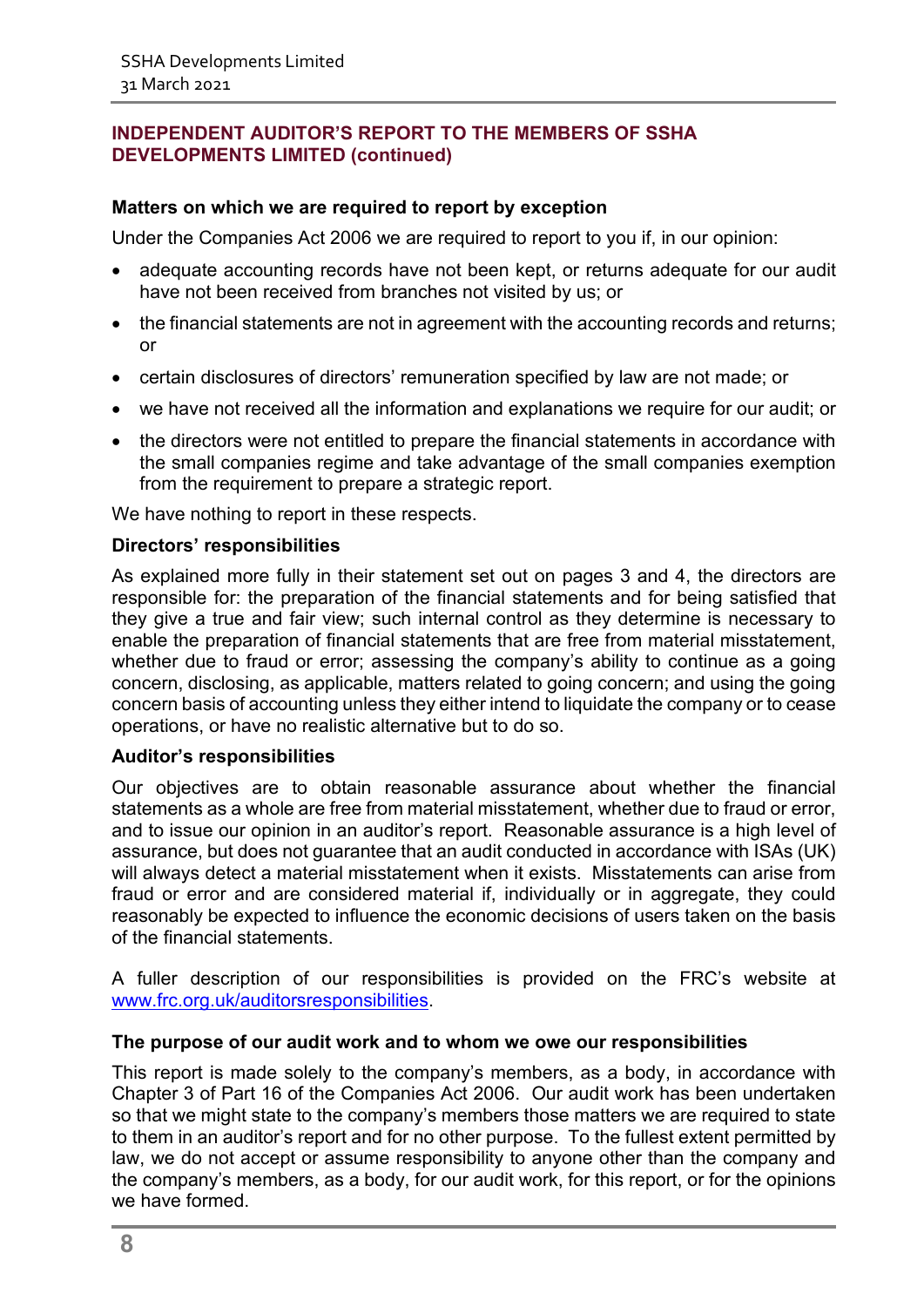## INDEPENDENT AUDITOR'S REPORT TO THE MEMBERS OF SSHA DEVELOPMENTS LIMITED (continued)

### Matters on which we are required to report by exception

Under the Companies Act 2006 we are required to report to you if, in our opinion:

- adequate accounting records have not been kept, or returns adequate for our audit have not been received from branches not visited by us; or
- the financial statements are not in agreement with the accounting records and returns; or
- certain disclosures of directors' remuneration specified by law are not made; or
- we have not received all the information and explanations we require for our audit; or
- the directors were not entitled to prepare the financial statements in accordance with the small companies regime and take advantage of the small companies exemption from the requirement to prepare a strategic report.

We have nothing to report in these respects.

### Directors' responsibilities

As explained more fully in their statement set out on pages 3 and 4, the directors are responsible for: the preparation of the financial statements and for being satisfied that they give a true and fair view; such internal control as they determine is necessary to enable the preparation of financial statements that are free from material misstatement, whether due to fraud or error; assessing the company's ability to continue as a going concern, disclosing, as applicable, matters related to going concern; and using the going concern basis of accounting unless they either intend to liquidate the company or to cease operations, or have no realistic alternative but to do so.

### Auditor's responsibilities

Our objectives are to obtain reasonable assurance about whether the financial statements as a whole are free from material misstatement, whether due to fraud or error, and to issue our opinion in an auditor's report. Reasonable assurance is a high level of assurance, but does not guarantee that an audit conducted in accordance with ISAs (UK) will always detect a material misstatement when it exists. Misstatements can arise from fraud or error and are considered material if, individually or in aggregate, they could reasonably be expected to influence the economic decisions of users taken on the basis of the financial statements.

A fuller description of our responsibilities is provided on the FRC's website at www.frc.org.uk/auditorsresponsibilities.

### The purpose of our audit work and to whom we owe our responsibilities

This report is made solely to the company's members, as a body, in accordance with Chapter 3 of Part 16 of the Companies Act 2006. Our audit work has been undertaken so that we might state to the company's members those matters we are required to state to them in an auditor's report and for no other purpose. To the fullest extent permitted by law, we do not accept or assume responsibility to anyone other than the company and the company's members, as a body, for our audit work, for this report, or for the opinions we have formed.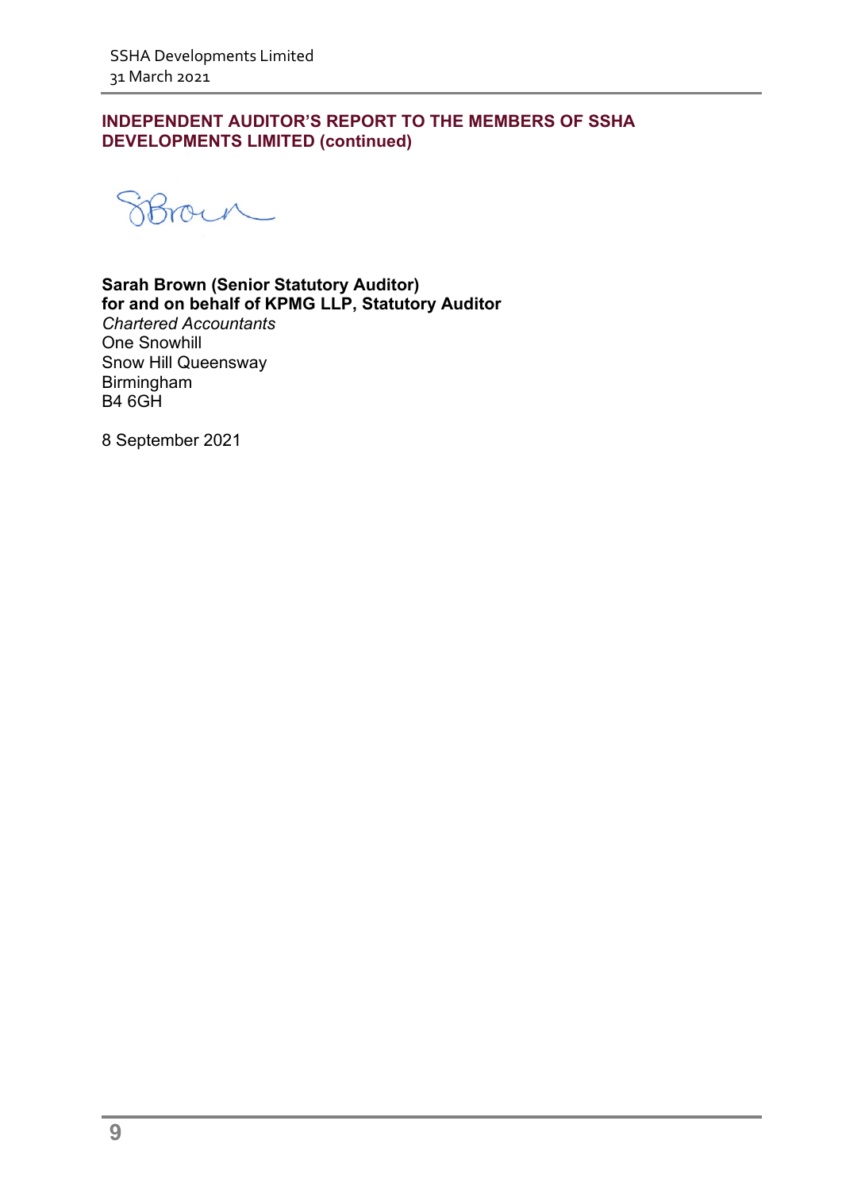## INDEPENDENT AUDITOR'S REPORT TO THE MEMBERS OF SSHA DEVELOPMENTS LIMITED (continued)

SBrown

**Sarah Brown (Senior Statutory Auditor)**
**for and on behalf of KPMG LLP, Statutory Auditor**
*Chartered Accountants*
One Snowhill
Snow Hill Queensway
Birmingham
B4 6GH

8 September 2021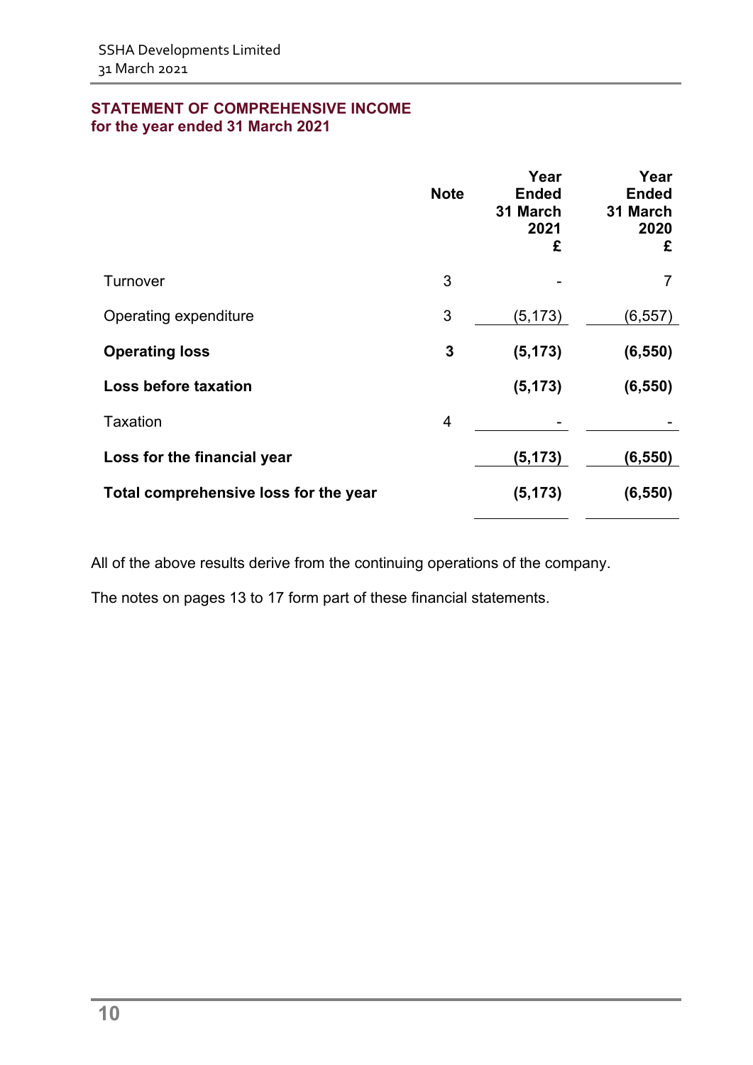## STATEMENT OF COMPREHENSIVE INCOME
### for the year ended 31 March 2021

| | Note | Year Ended 31 March 2021 £ | Year Ended 31 March 2020 £ |
|---|---|---|---|
| Turnover | 3 | - | 7 |
| Operating expenditure | 3 | (5,173) | (6,557) |
| **Operating loss** | **3** | **(5,173)** | **(6,550)** |
| **Loss before taxation** | | **(5,173)** | **(6,550)** |
| Taxation | 4 | - | - |
| **Loss for the financial year** | | **(5,173)** | **(6,550)** |
| **Total comprehensive loss for the year** | | **(5,173)** | **(6,550)** |

All of the above results derive from the continuing operations of the company.

The notes on pages 13 to 17 form part of these financial statements.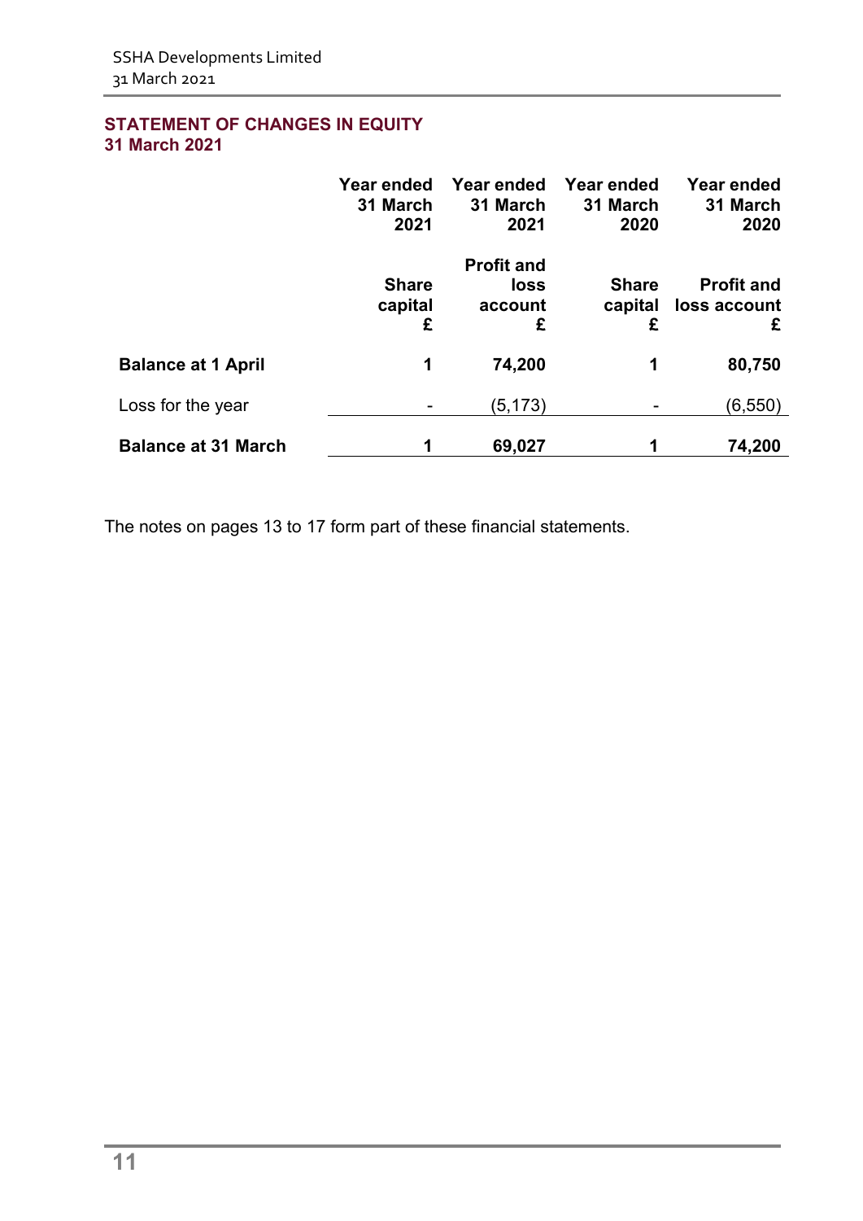## STATEMENT OF CHANGES IN EQUITY
### 31 March 2021

| | Year ended 31 March 2021 | Year ended 31 March 2021 | Year ended 31 March 2020 | Year ended 31 March 2020 |
|---|---|---|---|---|
| | Share capital £ | Profit and loss account £ | Share capital £ | Profit and loss account £ |
| **Balance at 1 April** | **1** | **74,200** | **1** | **80,750** |
| Loss for the year | - | (5,173) | - | (6,550) |
| **Balance at 31 March** | **1** | **69,027** | **1** | **74,200** |

The notes on pages 13 to 17 form part of these financial statements.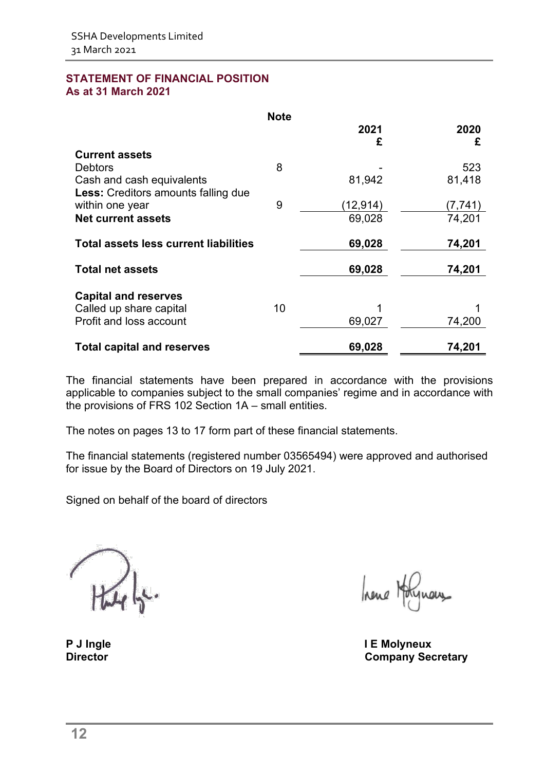## STATEMENT OF FINANCIAL POSITION
### As at 31 March 2021

| | Note | 2021 £ | 2020 £ |
|---|---|---|---|
| **Current assets** | | | |
| Debtors | 8 | - | 523 |
| Cash and cash equivalents | | 81,942 | 81,418 |
| **Less:** Creditors amounts falling due within one year | 9 | (12,914) | (7,741) |
| **Net current assets** | | 69,028 | 74,201 |
| **Total assets less current liabilities** | | **69,028** | **74,201** |
| **Total net assets** | | **69,028** | **74,201** |
| **Capital and reserves** | | | |
| Called up share capital | 10 | 1 | 1 |
| Profit and loss account | | 69,027 | 74,200 |
| **Total capital and reserves** | | **69,028** | **74,201** |

The financial statements have been prepared in accordance with the provisions applicable to companies subject to the small companies' regime and in accordance with the provisions of FRS 102 Section 1A – small entities.

The notes on pages 13 to 17 form part of these financial statements.

The financial statements (registered number 03565494) were approved and authorised for issue by the Board of Directors on 19 July 2021.

Signed on behalf of the board of directors

**P J Ingle**
**Director**

**I E Molyneux**
**Company Secretary**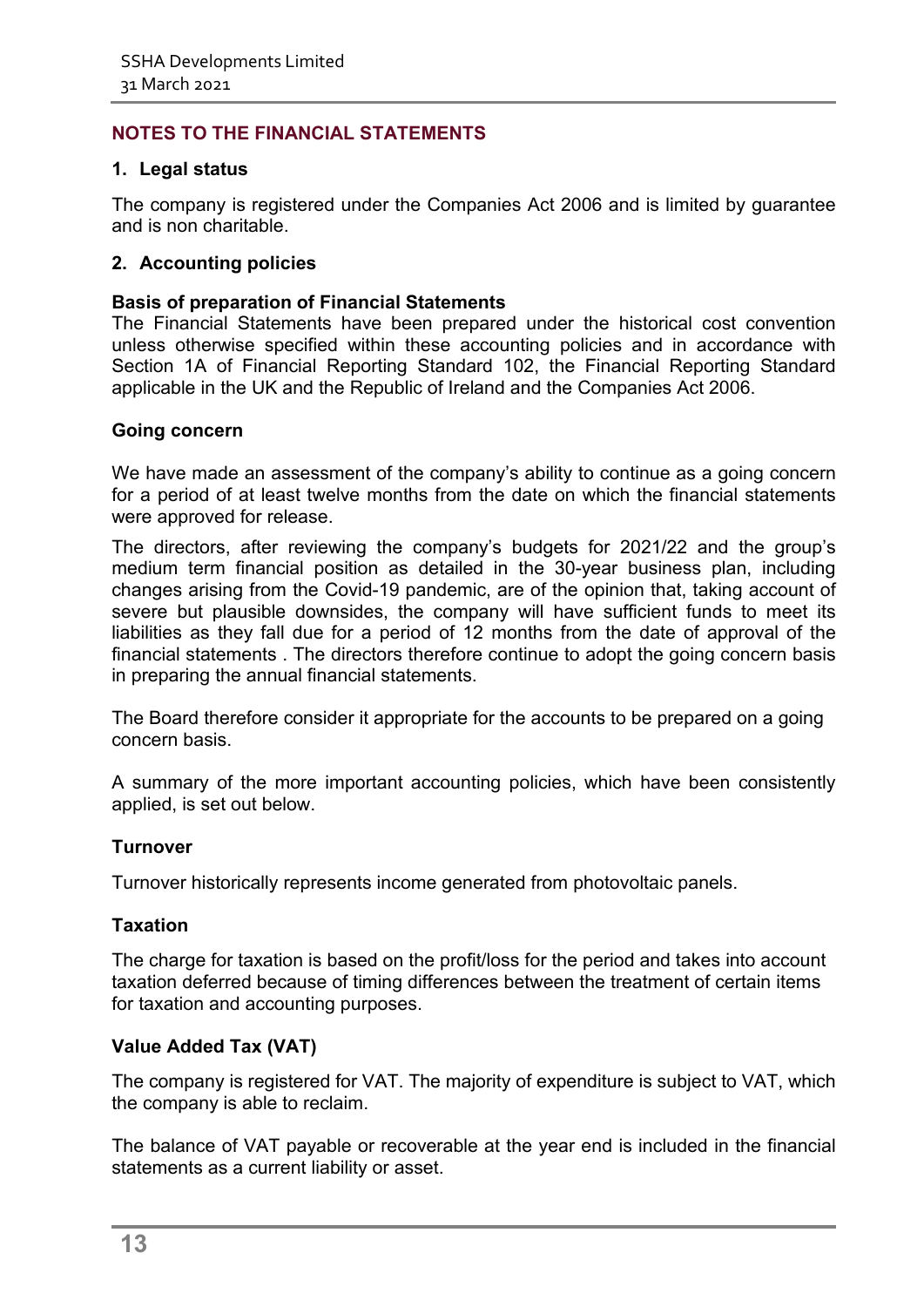## NOTES TO THE FINANCIAL STATEMENTS

### 1. Legal status

The company is registered under the Companies Act 2006 and is limited by guarantee and is non charitable.

### 2. Accounting policies

**Basis of preparation of Financial Statements**

The Financial Statements have been prepared under the historical cost convention unless otherwise specified within these accounting policies and in accordance with Section 1A of Financial Reporting Standard 102, the Financial Reporting Standard applicable in the UK and the Republic of Ireland and the Companies Act 2006.

**Going concern**

We have made an assessment of the company's ability to continue as a going concern for a period of at least twelve months from the date on which the financial statements were approved for release.

The directors, after reviewing the company's budgets for 2021/22 and the group's medium term financial position as detailed in the 30-year business plan, including changes arising from the Covid-19 pandemic, are of the opinion that, taking account of severe but plausible downsides, the company will have sufficient funds to meet its liabilities as they fall due for a period of 12 months from the date of approval of the financial statements . The directors therefore continue to adopt the going concern basis in preparing the annual financial statements.

The Board therefore consider it appropriate for the accounts to be prepared on a going concern basis.

A summary of the more important accounting policies, which have been consistently applied, is set out below.

**Turnover**

Turnover historically represents income generated from photovoltaic panels.

**Taxation**

The charge for taxation is based on the profit/loss for the period and takes into account taxation deferred because of timing differences between the treatment of certain items for taxation and accounting purposes.

**Value Added Tax (VAT)**

The company is registered for VAT. The majority of expenditure is subject to VAT, which the company is able to reclaim.

The balance of VAT payable or recoverable at the year end is included in the financial statements as a current liability or asset.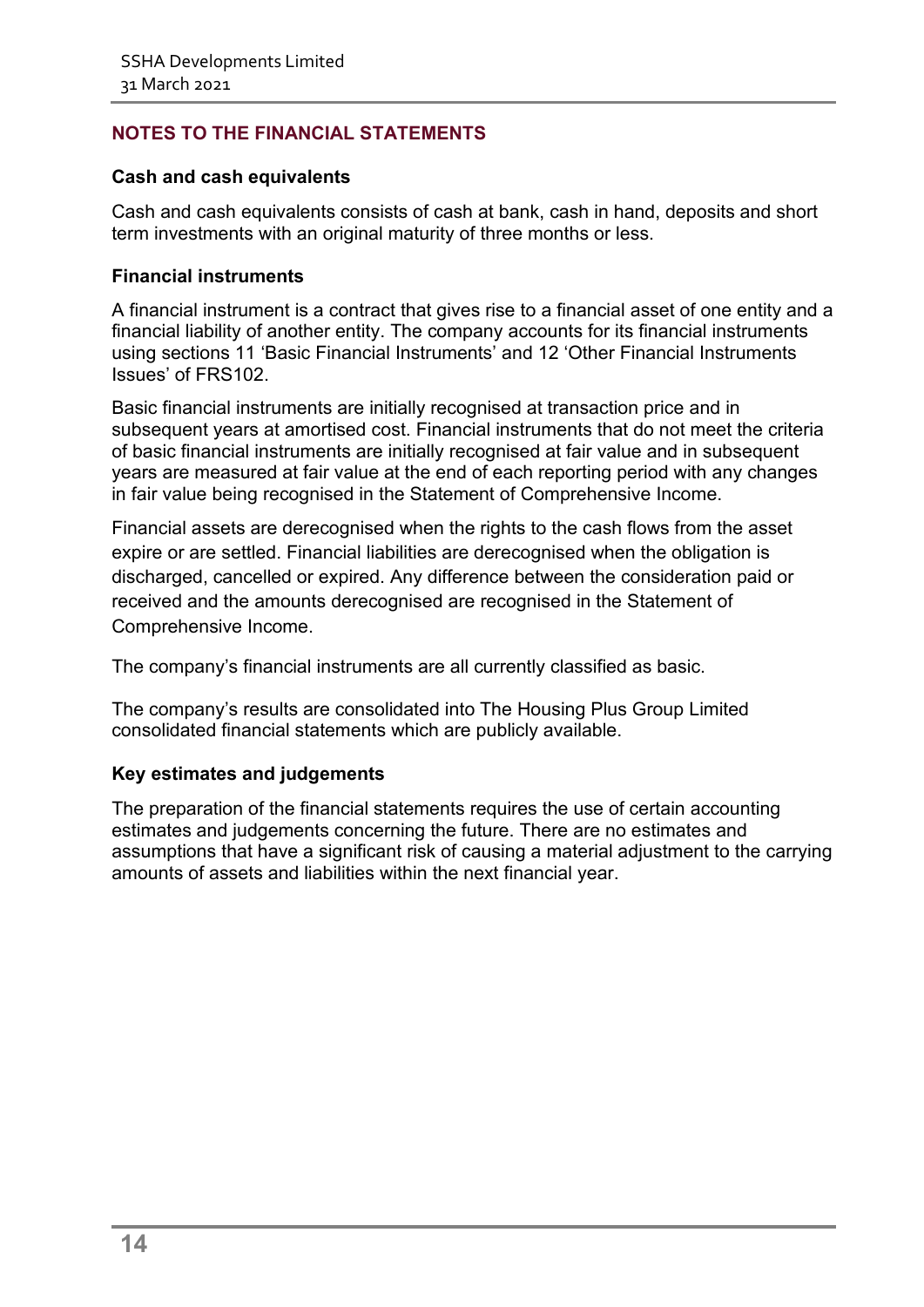## NOTES TO THE FINANCIAL STATEMENTS

### Cash and cash equivalents

Cash and cash equivalents consists of cash at bank, cash in hand, deposits and short term investments with an original maturity of three months or less.

### Financial instruments

A financial instrument is a contract that gives rise to a financial asset of one entity and a financial liability of another entity. The company accounts for its financial instruments using sections 11 'Basic Financial Instruments' and 12 'Other Financial Instruments Issues' of FRS102.

Basic financial instruments are initially recognised at transaction price and in subsequent years at amortised cost. Financial instruments that do not meet the criteria of basic financial instruments are initially recognised at fair value and in subsequent years are measured at fair value at the end of each reporting period with any changes in fair value being recognised in the Statement of Comprehensive Income.

Financial assets are derecognised when the rights to the cash flows from the asset expire or are settled. Financial liabilities are derecognised when the obligation is discharged, cancelled or expired. Any difference between the consideration paid or received and the amounts derecognised are recognised in the Statement of Comprehensive Income.

The company's financial instruments are all currently classified as basic.

The company's results are consolidated into The Housing Plus Group Limited consolidated financial statements which are publicly available.

### Key estimates and judgements

The preparation of the financial statements requires the use of certain accounting estimates and judgements concerning the future. There are no estimates and assumptions that have a significant risk of causing a material adjustment to the carrying amounts of assets and liabilities within the next financial year.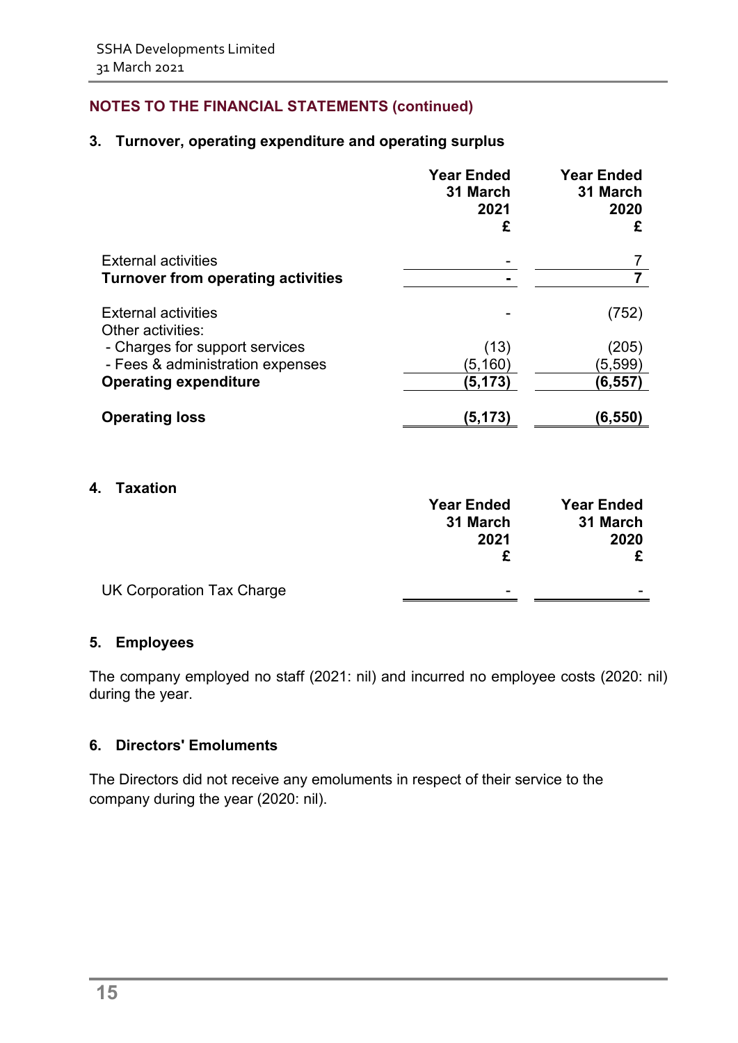## NOTES TO THE FINANCIAL STATEMENTS (continued)

### 3. Turnover, operating expenditure and operating surplus

| | Year Ended 31 March 2021 £ | Year Ended 31 March 2020 £ |
|---|---|---|
| External activities | - | 7 |
| **Turnover from operating activities** | **-** | **7** |
| | | |
| External activities | - | (752) |
| Other activities: | | |
| - Charges for support services | (13) | (205) |
| - Fees & administration expenses | (5,160) | (5,599) |
| **Operating expenditure** | **(5,173)** | **(6,557)** |
| | | |
| **Operating loss** | **(5,173)** | **(6,550)** |

### 4. Taxation

| | Year Ended 31 March 2021 £ | Year Ended 31 March 2020 £ |
|---|---|---|
| UK Corporation Tax Charge | - | - |

### 5. Employees

The company employed no staff (2021: nil) and incurred no employee costs (2020: nil) during the year.

### 6. Directors' Emoluments

The Directors did not receive any emoluments in respect of their service to the company during the year (2020: nil).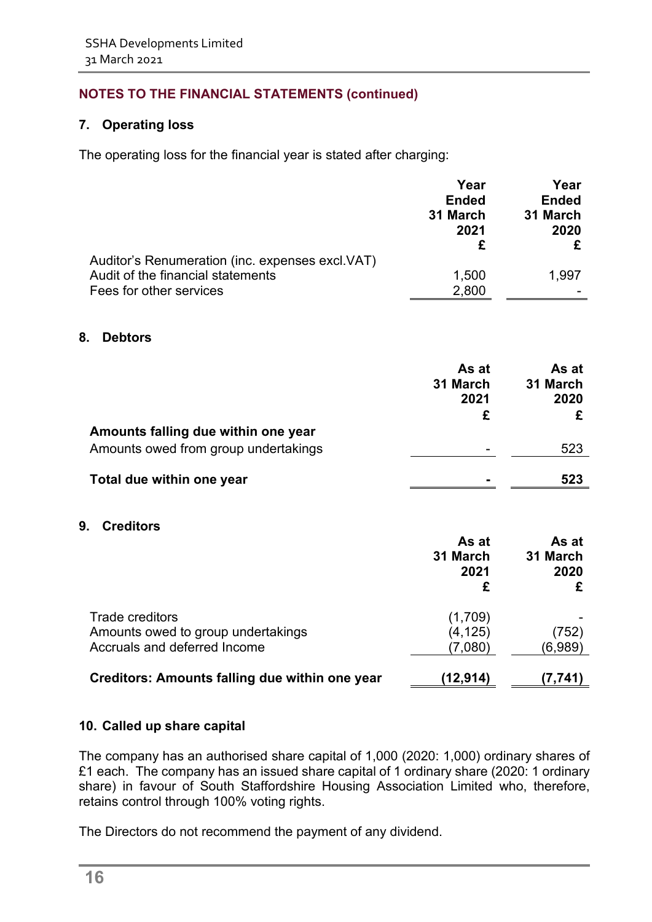## NOTES TO THE FINANCIAL STATEMENTS (continued)

### 7. Operating loss

The operating loss for the financial year is stated after charging:

| | Year Ended 31 March 2021 £ | Year Ended 31 March 2020 £ |
|---|---|---|
| Auditor's Renumeration (inc. expenses excl.VAT) | | |
| Audit of the financial statements | 1,500 | 1,997 |
| Fees for other services | 2,800 | - |

### 8. Debtors

| | As at 31 March 2021 £ | As at 31 March 2020 £ |
|---|---|---|
| **Amounts falling due within one year** | | |
| Amounts owed from group undertakings | - | 523 |
| **Total due within one year** | **-** | **523** |

### 9. Creditors

| | As at 31 March 2021 £ | As at 31 March 2020 £ |
|---|---|---|
| Trade creditors | (1,709) | - |
| Amounts owed to group undertakings | (4,125) | (752) |
| Accruals and deferred Income | (7,080) | (6,989) |
| **Creditors: Amounts falling due within one year** | **(12,914)** | **(7,741)** |

### 10. Called up share capital

The company has an authorised share capital of 1,000 (2020: 1,000) ordinary shares of £1 each. The company has an issued share capital of 1 ordinary share (2020: 1 ordinary share) in favour of South Staffordshire Housing Association Limited who, therefore, retains control through 100% voting rights.

The Directors do not recommend the payment of any dividend.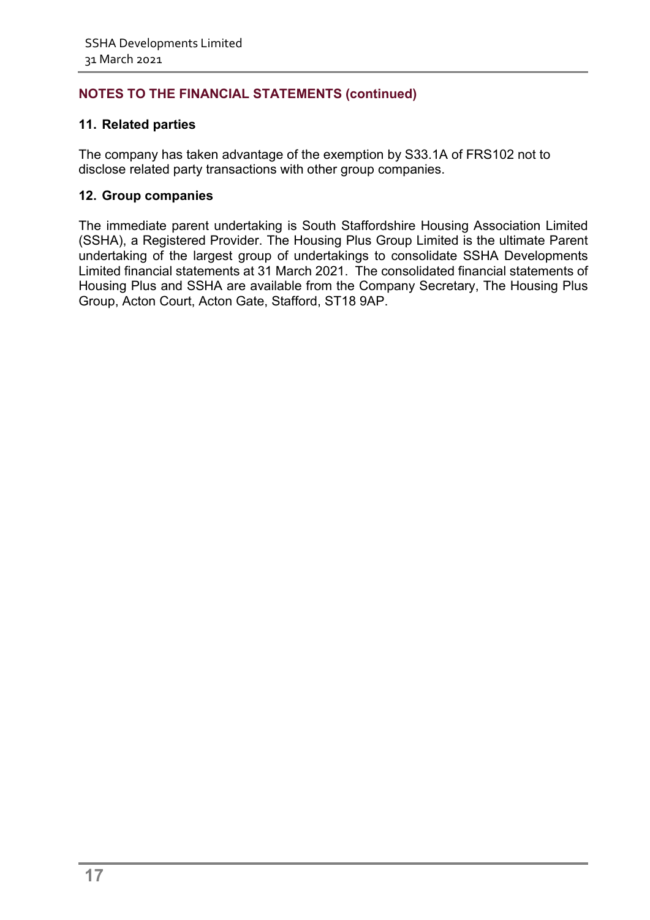## NOTES TO THE FINANCIAL STATEMENTS (continued)

### 11. Related parties

The company has taken advantage of the exemption by S33.1A of FRS102 not to disclose related party transactions with other group companies.

### 12. Group companies

The immediate parent undertaking is South Staffordshire Housing Association Limited (SSHA), a Registered Provider. The Housing Plus Group Limited is the ultimate Parent undertaking of the largest group of undertakings to consolidate SSHA Developments Limited financial statements at 31 March 2021. The consolidated financial statements of Housing Plus and SSHA are available from the Company Secretary, The Housing Plus Group, Acton Court, Acton Gate, Stafford, ST18 9AP.